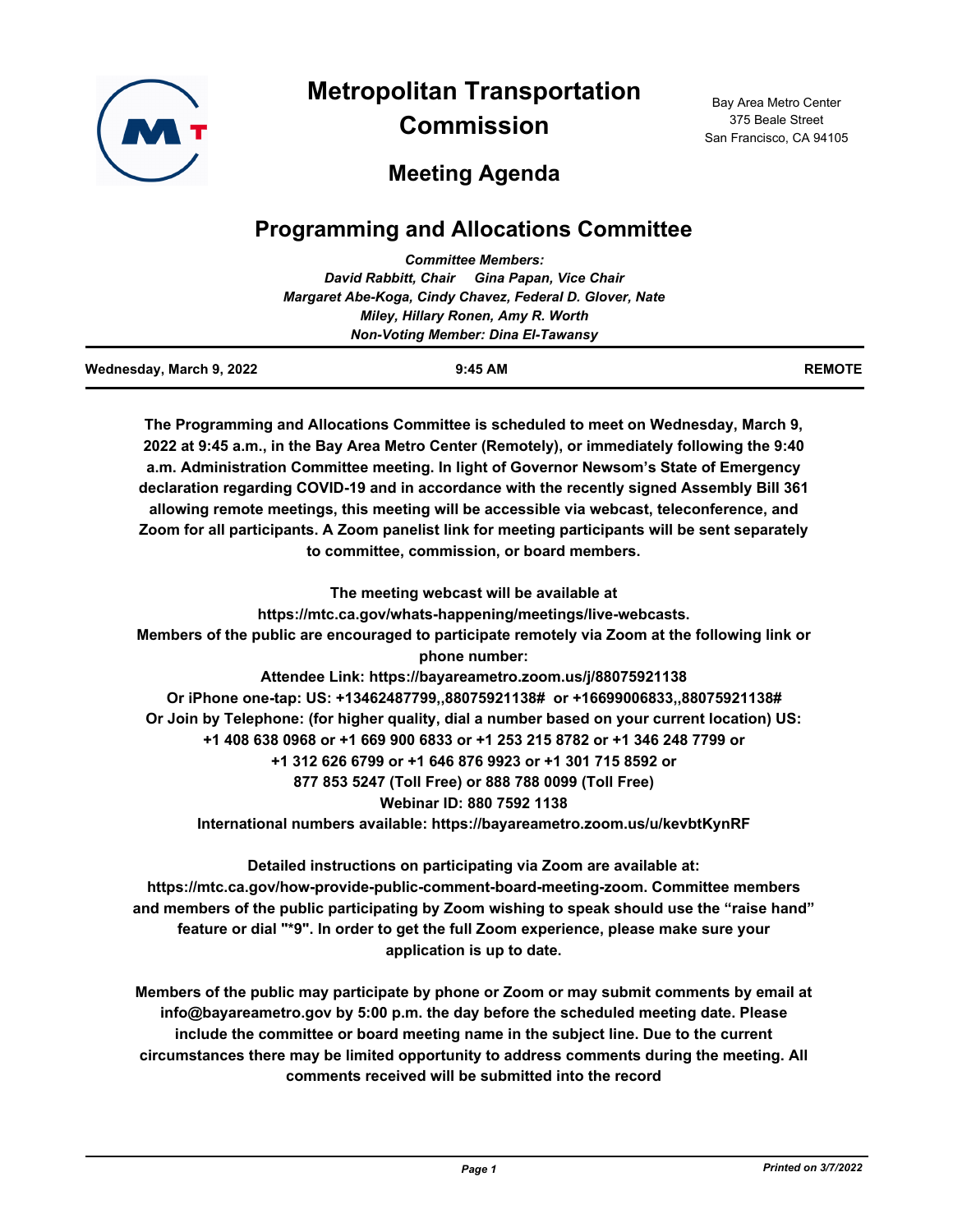# Metropolitan Transportation Commission

Bay Area Metro Center
375 Beale Street
San Francisco, CA 94105

## Meeting Agenda

## Programming and Allocations Committee

*Committee Members:*
*David Rabbitt, Chair     Gina Papan, Vice Chair*
*Margaret Abe-Koga, Cindy Chavez, Federal D. Glover, Nate Miley, Hillary Ronen, Amy R. Worth*
*Non-Voting Member: Dina El-Tawansy*

**Wednesday, March 9, 2022** | **9:45 AM** | **REMOTE**

**The Programming and Allocations Committee is scheduled to meet on Wednesday, March 9, 2022 at 9:45 a.m., in the Bay Area Metro Center (Remotely), or immediately following the 9:40 a.m. Administration Committee meeting. In light of Governor Newsom's State of Emergency declaration regarding COVID-19 and in accordance with the recently signed Assembly Bill 361 allowing remote meetings, this meeting will be accessible via webcast, teleconference, and Zoom for all participants. A Zoom panelist link for meeting participants will be sent separately to committee, commission, or board members.**

**The meeting webcast will be available at https://mtc.ca.gov/whats-happening/meetings/live-webcasts.**
**Members of the public are encouraged to participate remotely via Zoom at the following link or phone number:**
**Attendee Link: https://bayareametro.zoom.us/j/88075921138**
**Or iPhone one-tap: US: +13462487799,,88075921138# or +16699006833,,88075921138#**
**Or Join by Telephone: (for higher quality, dial a number based on your current location) US:**
**+1 408 638 0968 or +1 669 900 6833 or +1 253 215 8782 or +1 346 248 7799 or**
**+1 312 626 6799 or +1 646 876 9923 or +1 301 715 8592 or**
**877 853 5247 (Toll Free) or 888 788 0099 (Toll Free)**
**Webinar ID: 880 7592 1138**
**International numbers available: https://bayareametro.zoom.us/u/kevbtKynRF**

**Detailed instructions on participating via Zoom are available at: https://mtc.ca.gov/how-provide-public-comment-board-meeting-zoom. Committee members and members of the public participating by Zoom wishing to speak should use the "raise hand" feature or dial "*9". In order to get the full Zoom experience, please make sure your application is up to date.**

**Members of the public may participate by phone or Zoom or may submit comments by email at info@bayareametro.gov by 5:00 p.m. the day before the scheduled meeting date. Please include the committee or board meeting name in the subject line. Due to the current circumstances there may be limited opportunity to address comments during the meeting. All comments received will be submitted into the record**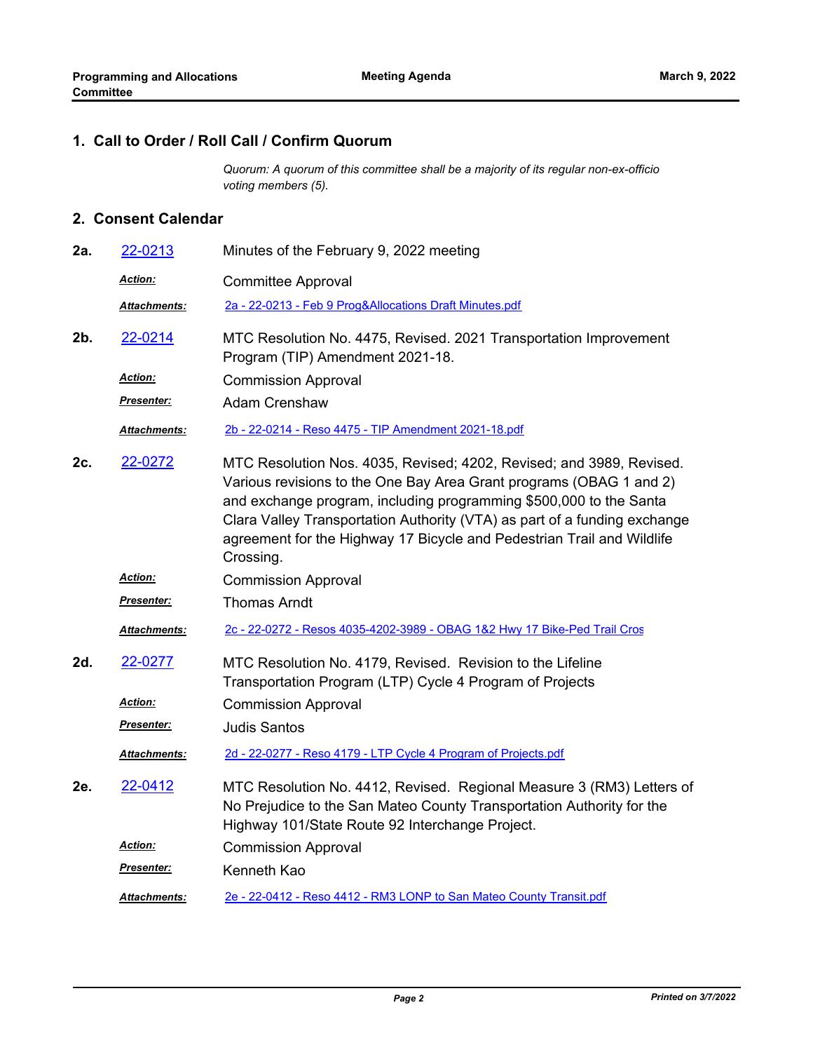## 1. Call to Order / Roll Call / Confirm Quorum

*Quorum: A quorum of this committee shall be a majority of its regular non-ex-officio voting members (5).*

## 2. Consent Calendar

**2a.** [22-0213](22-0213) Minutes of the February 9, 2022 meeting

***Action:*** Committee Approval

***Attachments:*** [2a - 22-0213 - Feb 9 Prog&Allocations Draft Minutes.pdf](2a - 22-0213 - Feb 9 Prog&Allocations Draft Minutes.pdf)

**2b.** [22-0214](22-0214) MTC Resolution No. 4475, Revised. 2021 Transportation Improvement Program (TIP) Amendment 2021-18.

***Action:*** Commission Approval

***Presenter:*** Adam Crenshaw

***Attachments:*** [2b - 22-0214 - Reso 4475 - TIP Amendment 2021-18.pdf](2b - 22-0214 - Reso 4475 - TIP Amendment 2021-18.pdf)

**2c.** [22-0272](22-0272) MTC Resolution Nos. 4035, Revised; 4202, Revised; and 3989, Revised. Various revisions to the One Bay Area Grant programs (OBAG 1 and 2) and exchange program, including programming $500,000 to the Santa Clara Valley Transportation Authority (VTA) as part of a funding exchange agreement for the Highway 17 Bicycle and Pedestrian Trail and Wildlife Crossing.

***Action:*** Commission Approval

***Presenter:*** Thomas Arndt

***Attachments:*** [2c - 22-0272 - Resos 4035-4202-3989 - OBAG 1&2 Hwy 17 Bike-Ped Trail Cros](2c - 22-0272 - Resos 4035-4202-3989 - OBAG 1&2 Hwy 17 Bike-Ped Trail Cros)

**2d.** [22-0277](22-0277) MTC Resolution No. 4179, Revised. Revision to the Lifeline Transportation Program (LTP) Cycle 4 Program of Projects

***Action:*** Commission Approval

***Presenter:*** Judis Santos

***Attachments:*** [2d - 22-0277 - Reso 4179 - LTP Cycle 4 Program of Projects.pdf](2d - 22-0277 - Reso 4179 - LTP Cycle 4 Program of Projects.pdf)

**2e.** [22-0412](22-0412) MTC Resolution No. 4412, Revised. Regional Measure 3 (RM3) Letters of No Prejudice to the San Mateo County Transportation Authority for the Highway 101/State Route 92 Interchange Project.

***Action:*** Commission Approval

***Presenter:*** Kenneth Kao

***Attachments:*** [2e - 22-0412 - Reso 4412 - RM3 LONP to San Mateo County Transit.pdf](2e - 22-0412 - Reso 4412 - RM3 LONP to San Mateo County Transit.pdf)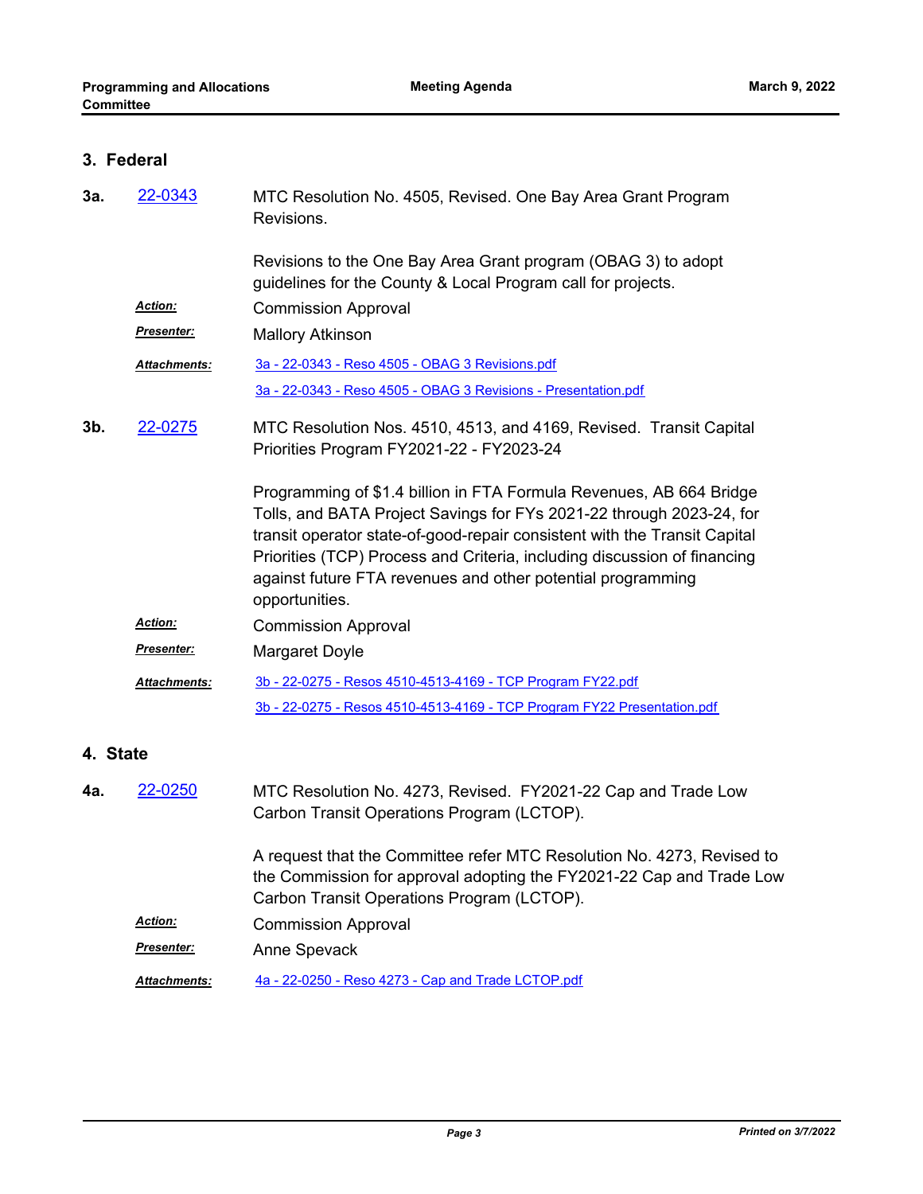## 3. Federal

**3a.** 22-0343

MTC Resolution No. 4505, Revised. One Bay Area Grant Program Revisions.

Revisions to the One Bay Area Grant program (OBAG 3) to adopt guidelines for the County & Local Program call for projects.

***Action:*** Commission Approval

***Presenter:*** Mallory Atkinson

***Attachments:*** 3a - 22-0343 - Reso 4505 - OBAG 3 Revisions.pdf
3a - 22-0343 - Reso 4505 - OBAG 3 Revisions - Presentation.pdf

**3b.** 22-0275

MTC Resolution Nos. 4510, 4513, and 4169, Revised. Transit Capital Priorities Program FY2021-22 - FY2023-24

Programming of $1.4 billion in FTA Formula Revenues, AB 664 Bridge Tolls, and BATA Project Savings for FYs 2021-22 through 2023-24, for transit operator state-of-good-repair consistent with the Transit Capital Priorities (TCP) Process and Criteria, including discussion of financing against future FTA revenues and other potential programming opportunities.

***Action:*** Commission Approval

***Presenter:*** Margaret Doyle

***Attachments:*** 3b - 22-0275 - Resos 4510-4513-4169 - TCP Program FY22.pdf
3b - 22-0275 - Resos 4510-4513-4169 - TCP Program FY22 Presentation.pdf

## 4. State

**4a.** 22-0250

MTC Resolution No. 4273, Revised. FY2021-22 Cap and Trade Low Carbon Transit Operations Program (LCTOP).

A request that the Committee refer MTC Resolution No. 4273, Revised to the Commission for approval adopting the FY2021-22 Cap and Trade Low Carbon Transit Operations Program (LCTOP).

***Action:*** Commission Approval

***Presenter:*** Anne Spevack

***Attachments:*** 4a - 22-0250 - Reso 4273 - Cap and Trade LCTOP.pdf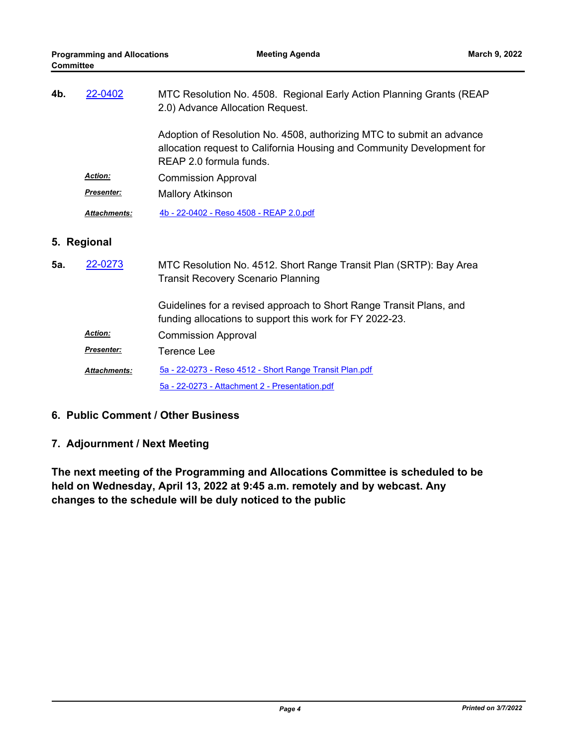**4b.** [22-0402](22-0402) MTC Resolution No. 4508. Regional Early Action Planning Grants (REAP 2.0) Advance Allocation Request.

Adoption of Resolution No. 4508, authorizing MTC to submit an advance allocation request to California Housing and Community Development for REAP 2.0 formula funds.

***Action:*** Commission Approval

***Presenter:*** Mallory Atkinson

***Attachments:*** [4b - 22-0402 - Reso 4508 - REAP 2.0.pdf](4b - 22-0402 - Reso 4508 - REAP 2.0.pdf)

## 5. Regional

**5a.** [22-0273](22-0273) MTC Resolution No. 4512. Short Range Transit Plan (SRTP): Bay Area Transit Recovery Scenario Planning

Guidelines for a revised approach to Short Range Transit Plans, and funding allocations to support this work for FY 2022-23.

***Action:*** Commission Approval

***Presenter:*** Terence Lee

***Attachments:*** [5a - 22-0273 - Reso 4512 - Short Range Transit Plan.pdf](5a - 22-0273 - Reso 4512 - Short Range Transit Plan.pdf)
[5a - 22-0273 - Attachment 2 - Presentation.pdf](5a - 22-0273 - Attachment 2 - Presentation.pdf)

## 6. Public Comment / Other Business

## 7. Adjournment / Next Meeting

**The next meeting of the Programming and Allocations Committee is scheduled to be held on Wednesday, April 13, 2022 at 9:45 a.m. remotely and by webcast. Any changes to the schedule will be duly noticed to the public**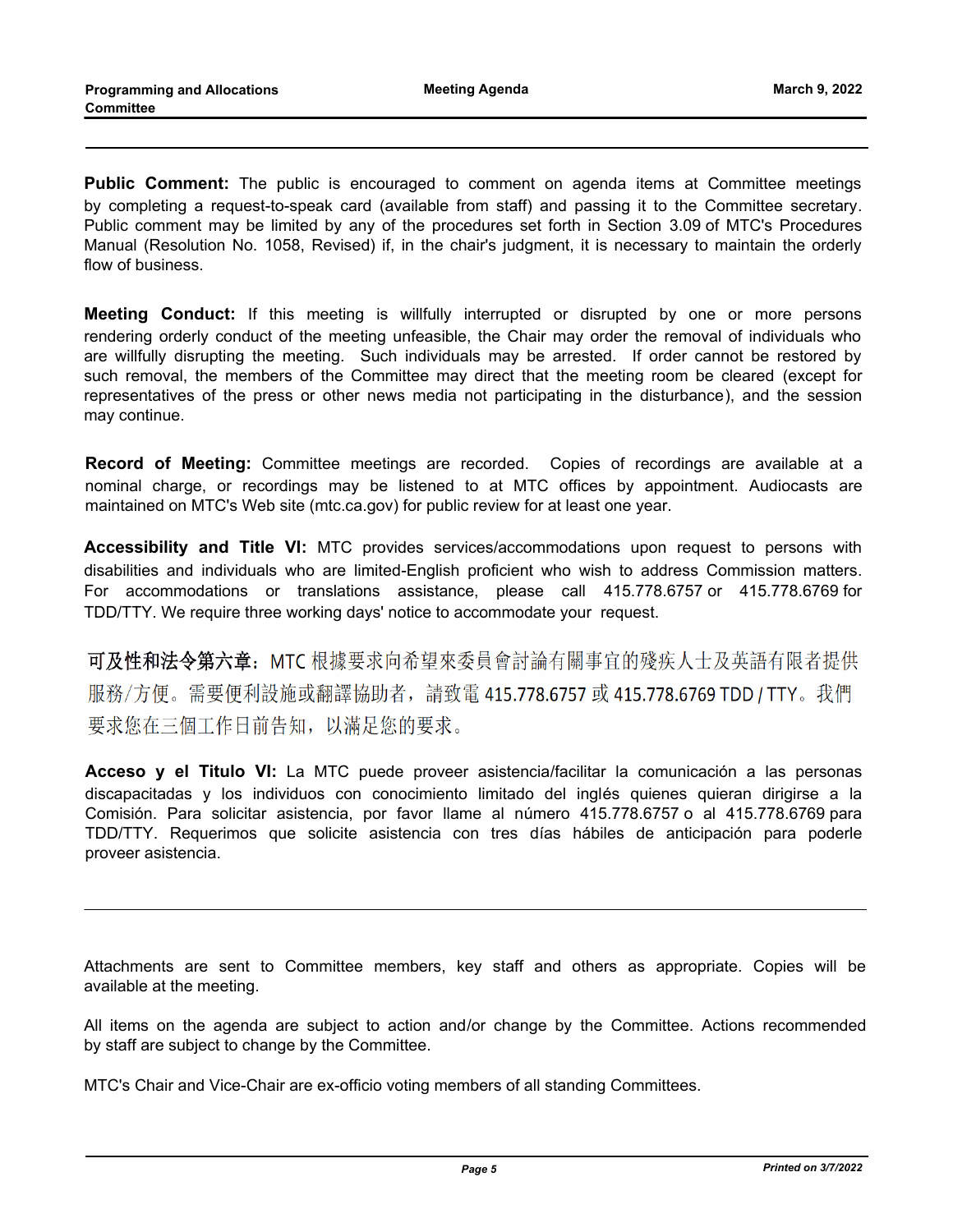**Public Comment:** The public is encouraged to comment on agenda items at Committee meetings by completing a request-to-speak card (available from staff) and passing it to the Committee secretary. Public comment may be limited by any of the procedures set forth in Section 3.09 of MTC's Procedures Manual (Resolution No. 1058, Revised) if, in the chair's judgment, it is necessary to maintain the orderly flow of business.

**Meeting Conduct:** If this meeting is willfully interrupted or disrupted by one or more persons rendering orderly conduct of the meeting unfeasible, the Chair may order the removal of individuals who are willfully disrupting the meeting. Such individuals may be arrested. If order cannot be restored by such removal, the members of the Committee may direct that the meeting room be cleared (except for representatives of the press or other news media not participating in the disturbance), and the session may continue.

**Record of Meeting:** Committee meetings are recorded. Copies of recordings are available at a nominal charge, or recordings may be listened to at MTC offices by appointment. Audiocasts are maintained on MTC's Web site (mtc.ca.gov) for public review for at least one year.

**Accessibility and Title VI:** MTC provides services/accommodations upon request to persons with disabilities and individuals who are limited-English proficient who wish to address Commission matters. For accommodations or translations assistance, please call 415.778.6757 or 415.778.6769 for TDD/TTY. We require three working days' notice to accommodate your request.

**可及性和法令第六章：**MTC 根據要求向希望來委員會討論有關事宜的殘疾人士及英語有限者提供服務/方便。需要便利設施或翻譯協助者，請致電 415.778.6757 或 415.778.6769 TDD / TTY。我們要求您在三個工作日前告知，以滿足您的要求。

**Acceso y el Titulo VI:** La MTC puede proveer asistencia/facilitar la comunicación a las personas discapacitadas y los individuos con conocimiento limitado del inglés quienes quieran dirigirse a la Comisión. Para solicitar asistencia, por favor llame al número 415.778.6757 o al 415.778.6769 para TDD/TTY. Requerimos que solicite asistencia con tres días hábiles de anticipación para poderle proveer asistencia.

---

Attachments are sent to Committee members, key staff and others as appropriate. Copies will be available at the meeting.

All items on the agenda are subject to action and/or change by the Committee. Actions recommended by staff are subject to change by the Committee.

MTC's Chair and Vice-Chair are ex-officio voting members of all standing Committees.